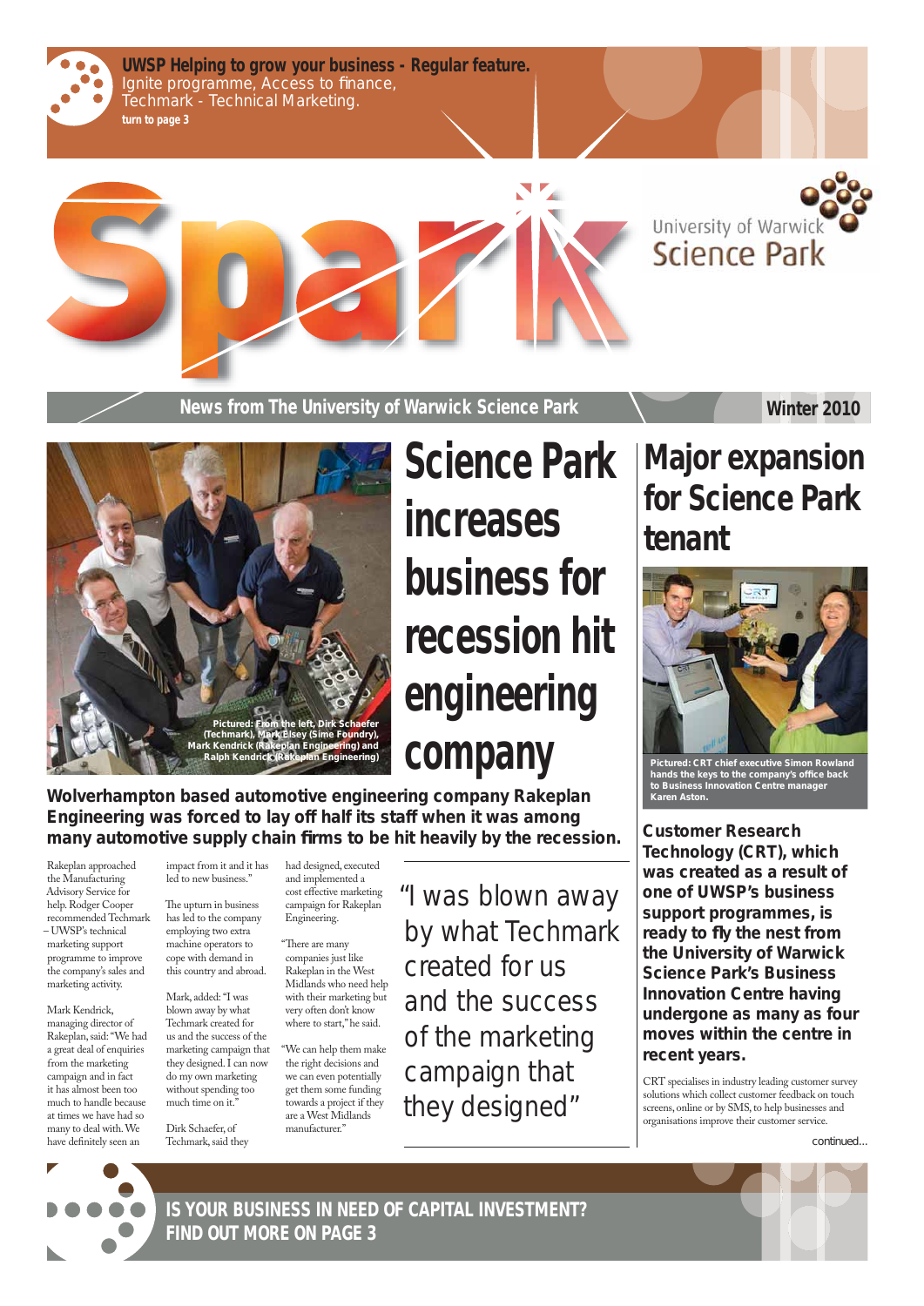**UWSP Helping to grow your business - Regular feature.**
Ignite programme, Access to finance, Techmark - Technical Marketing.
**turn to page 3**

# Spark

University of Warwick Science Park

**News from The University of Warwick Science Park** — **Winter 2010**

# Science Park increases business for recession hit engineering company

Pictured: From the left, Dirk Schaefer (Techmark), Mark Elsey (Sime Foundry), Mark Kendrick (Rakeplan Engineering) and Ralph Kendrick (Rakeplan Engineering)

**Wolverhampton based automotive engineering company Rakeplan Engineering was forced to lay off half its staff when it was among many automotive supply chain firms to be hit heavily by the recession.**

Rakeplan approached the Manufacturing Advisory Service for help. Rodger Cooper recommended Techmark – UWSP's technical marketing support programme to improve the company's sales and marketing activity.

Mark Kendrick, managing director of Rakeplan, said: "We had a great deal of enquiries from the marketing campaign and in fact it has almost been too much to handle because at times we have had so many to deal with. We have definitely seen an impact from it and it has led to new business."

The upturn in business has led to the company employing two extra machine operators to cope with demand in this country and abroad.

Mark, added: "I was blown away by what Techmark created for us and the success of the marketing campaign that they designed. I can now do my own marketing without spending too much time on it."

Dirk Schaefer, of Techmark, said they had designed, executed and implemented a cost effective marketing campaign for Rakeplan Engineering.

"There are many companies just like Rakeplan in the West Midlands who need help with their marketing but very often don't know where to start," he said.

"We can help them make the right decisions and we can even potentially get them some funding towards a project if they are a West Midlands manufacturer."

> "I was blown away by what Techmark created for us and the success of the marketing campaign that they designed"

# Major expansion for Science Park tenant

Pictured: CRT chief executive Simon Rowland hands the keys to the company's office back to Business Innovation Centre manager Karen Aston.

**Customer Research Technology (CRT), which was created as a result of one of UWSP's business support programmes, is ready to fly the nest from the University of Warwick Science Park's Business Innovation Centre having undergone as many as four moves within the centre in recent years.**

CRT specialises in industry leading customer survey solutions which collect customer feedback on touch screens, online or by SMS, to help businesses and organisations improve their customer service.

continued...

**IS YOUR BUSINESS IN NEED OF CAPITAL INVESTMENT? FIND OUT MORE ON PAGE 3**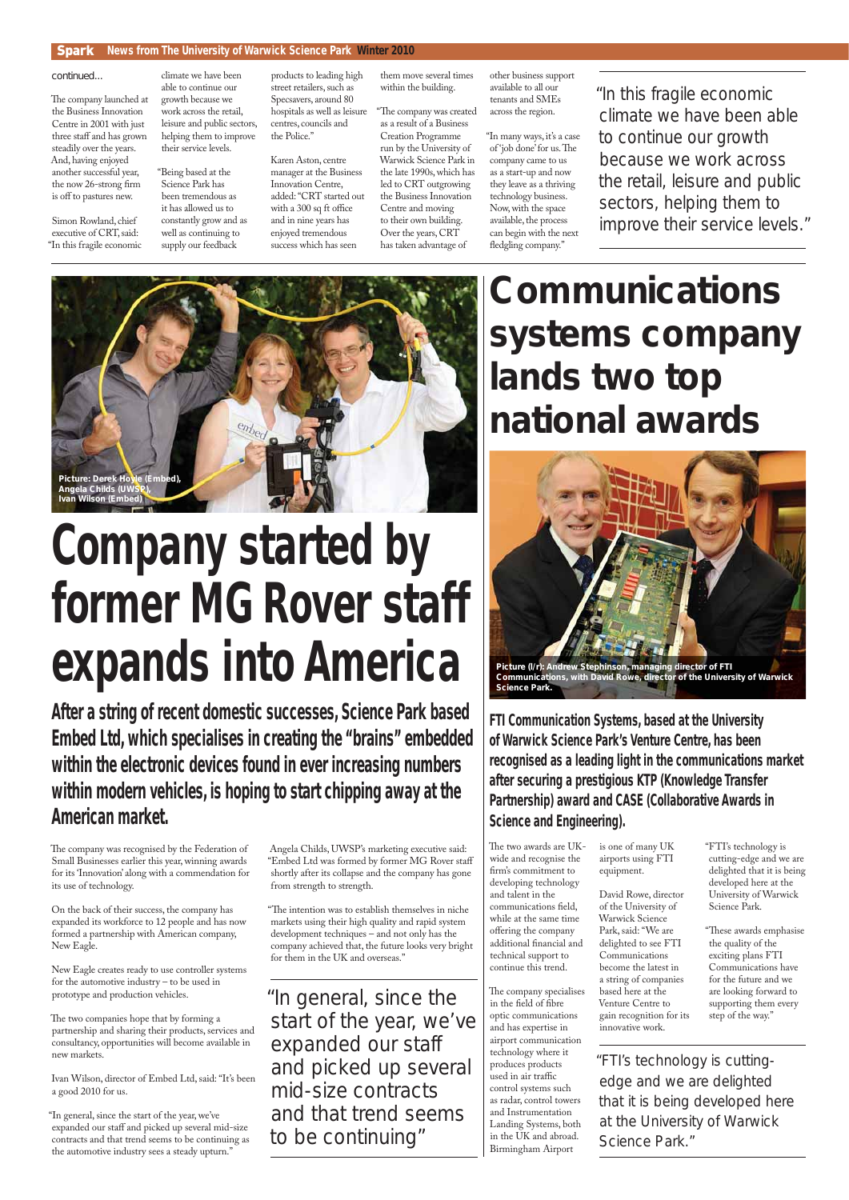continued...

The company launched at the Business Innovation Centre in 2001 with just three staff and has grown steadily over the years. And, having enjoyed another successful year, the now 26-strong firm is off to pastures new.

Simon Rowland, chief executive of CRT, said: "In this fragile economic climate we have been able to continue our growth because we work across the retail, leisure and public sectors, helping them to improve their service levels.

"Being based at the Science Park has been tremendous as it has allowed us to constantly grow and as well as continuing to supply our feedback products to leading high street retailers, such as Specsavers, around 80 hospitals as well as leisure centres, councils and the Police."

Karen Aston, centre manager at the Business Innovation Centre, added: "CRT started out with a 300 sq ft office and in nine years has enjoyed tremendous success which has seen them move several times within the building.

"The company was created as a result of a Business Creation Programme run by the University of Warwick Science Park in the late 1990s, which has led to CRT outgrowing the Business Innovation Centre and moving to their own building. Over the years, CRT has taken advantage of other business support available to all our tenants and SMEs across the region.

"In many ways, it's a case of 'job done' for us. The company came to us as a start-up and now they leave as a thriving technology business. Now, with the space available, the process can begin with the next fledgling company."

> "In this fragile economic climate we have been able to continue our growth because we work across the retail, leisure and public sectors, helping them to improve their service levels."

Picture: Derek Hoyle (Embed), Angela Childs (UWSP), Ivan Wilson (Embed)

# Company started by former MG Rover staff expands into America

**After a string of recent domestic successes, Science Park based Embed Ltd, which specialises in creating the "brains" embedded within the electronic devices found in ever increasing numbers within modern vehicles, is hoping to start chipping away at the American market.**

The company was recognised by the Federation of Small Businesses earlier this year, winning awards for its 'Innovation' along with a commendation for its use of technology.

On the back of their success, the company has expanded its workforce to 12 people and has now formed a partnership with American company, New Eagle.

New Eagle creates ready to use controller systems for the automotive industry – to be used in prototype and production vehicles.

The two companies hope that by forming a partnership and sharing their products, services and consultancy, opportunities will become available in new markets.

Ivan Wilson, director of Embed Ltd, said: "It's been a good 2010 for us.

"In general, since the start of the year, we've expanded our staff and picked up several mid-size contracts and that trend seems to be continuing as the automotive industry sees a steady upturn."

Angela Childs, UWSP's marketing executive said: "Embed Ltd was formed by former MG Rover staff shortly after its collapse and the company has gone from strength to strength.

"The intention was to establish themselves in niche markets using their high quality and rapid system development techniques – and not only has the company achieved that, the future looks very bright for them in the UK and overseas."

> "In general, since the start of the year, we've expanded our staff and picked up several mid-size contracts and that trend seems to be continuing"

# Communications systems company lands two top national awards

Picture (l/r): Andrew Stephinson, managing director of FTI Communications, with David Rowe, director of the University of Warwick Science Park.

**FTI Communication Systems, based at the University of Warwick Science Park's Venture Centre, has been recognised as a leading light in the communications market after securing a prestigious KTP (Knowledge Transfer Partnership) award and CASE (Collaborative Awards in Science and Engineering).**

The two awards are UK-wide and recognise the firm's commitment to developing technology and talent in the communications field, while at the same time offering the company additional financial and technical support to continue this trend.

The company specialises in the field of fibre optic communications and has expertise in airport communication technology where it produces products used in air traffic control systems such as radar, control towers and Instrumentation Landing Systems, both in the UK and abroad. Birmingham Airport is one of many UK airports using FTI equipment.

David Rowe, director of the University of Warwick Science Park, said: "We are delighted to see FTI Communications become the latest in a string of companies based here at the Venture Centre to gain recognition for its innovative work.

"FTI's technology is cutting-edge and we are delighted that it is being developed here at the University of Warwick Science Park.

"These awards emphasise the quality of the exciting plans FTI Communications have for the future and we are looking forward to supporting them every step of the way."

> "FTI's technology is cutting-edge and we are delighted that it is being developed here at the University of Warwick Science Park."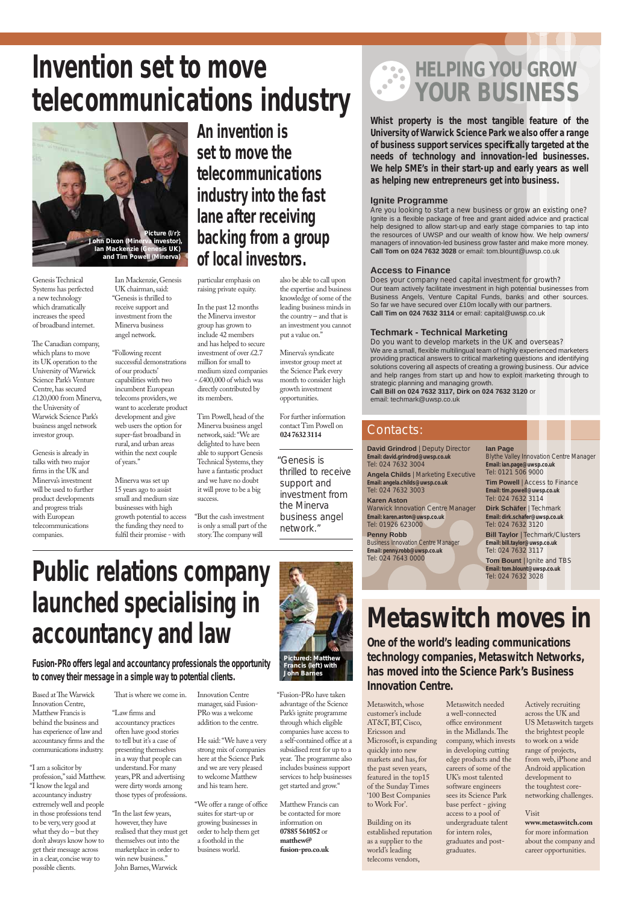# Invention set to move telecommunications industry

Picture (l/r): John Dixon (Minerva investor), Ian Mackenzie (Genesis UK) and Tim Powell (Minerva)

## An invention is set to move the telecommunications industry into the fast lane after receiving backing from a group of local investors.

Genesis Technical Systems has perfected a new technology which dramatically increases the speed of broadband internet.

The Canadian company, which plans to move its UK operation to the University of Warwick Science Park's Venture Centre, has secured £120,000 from Minerva, the University of Warwick Science Park's business angel network investor group.

Genesis is already in talks with two major firms in the UK and Minerva's investment will be used to further product developments and progress trials with European telecommunications companies.

Ian Mackenzie, Genesis UK chairman, said: "Genesis is thrilled to receive support and investment from the Minerva business angel network.

"Following recent successful demonstrations of our products' capabilities with two incumbent European telecoms providers, we want to accelerate product development and give web users the option for super-fast broadband in rural, and urban areas within the next couple of years."

Minerva was set up 15 years ago to assist small and medium size businesses with high growth potential to access the funding they need to fulfil their promise - with particular emphasis on raising private equity.

In the past 12 months the Minerva investor group has grown to include 42 members and has helped to secure investment of over £2.7 million for small to medium sized companies - £400,000 of which was directly contributed by its members.

Tim Powell, head of the Minerva business angel network, said: "We are delighted to have been able to support Genesis Technical Systems, they have a fantastic product and we have no doubt it will prove to be a big success.

"But the cash investment is only a small part of the story. The company will also be able to call upon the expertise and business knowledge of some of the leading business minds in the country – and that is an investment you cannot put a value on."

Minerva's syndicate investor group meet at the Science Park every month to consider high growth investment opportunities.

For further information contact Tim Powell on **024 7632 3114**

"Genesis is thrilled to receive support and investment from the Minerva business angel network."

# HELPING YOU GROW YOUR BUSINESS

**Whist property is the most tangible feature of the University of Warwick Science Park we also offer a range of business support services specifically targeted at the needs of technology and innovation-led businesses. We help SME's in their start-up and early years as well as helping new entrepreneurs get into business.**

### Ignite Programme

Are you looking to start a new business or grow an existing one? Ignite is a flexible package of free and grant aided advice and practical help designed to allow start-up and early stage companies to tap into the resources of UWSP and our wealth of know how. We help owners/managers of innovation-led business grow faster and make more money. **Call Tom on 024 7632 3028** or email: tom.blount@uwsp.co.uk

### Access to Finance

Does your company need capital investment for growth? Our team actively facilitate investment in high potential businesses from Business Angels, Venture Capital Funds, banks and other sources. So far we have secured over £10m locally with our partners. **Call Tim on 024 7632 3114** or email: capital@uwsp.co.uk

### Techmark - Technical Marketing

Do you want to develop markets in the UK and overseas? We are a small, flexible multilingual team of highly experienced marketers providing practical answers to critical marketing questions and identifying solutions covering all aspects of creating a growing business. Our advice and help ranges from start up and how to exploit marketing through to strategic planning and managing growth. **Call Bill on 024 7632 3117, Dirk on 024 7632 3120** or email: techmark@uwsp.co.uk

## Contacts:

**David Grindrod** | Deputy Director
Email: david.grindrod@uwsp.co.uk
Tel: 024 7632 3004

**Angela Childs** | Marketing Executive
Email: angela.childs@uwsp.co.uk
Tel: 024 7632 3003

**Karen Aston**
Warwick Innovation Centre Manager
Email: karen.aston@uwsp.co.uk
Tel: 01926 623000

**Penny Robb**
Business Innovation Centre Manager
Email: penny.robb@uwsp.co.uk
Tel: 024 7643 0000

**Ian Page**
Blythe Valley Innovation Centre Manager
Email: ian.page@uwsp.co.uk
Tel: 0121 506 9000

**Tim Powell** | Access to Finance
Email: tim.powell@uwsp.co.uk
Tel: 024 7632 3114

**Dirk Schäfer** | Techmark
Email: dirk.schafer@uwsp.co.uk
Tel: 024 7632 3120

**Bill Taylor** | Techmark/Clusters
Email: bill.taylor@uwsp.co.uk
Tel: 024 7632 3117

**Tom Bount** | Ignite and TBS
Email: tom.blount@uwsp.co.uk
Tel: 024 7632 3028

# Public relations company launched specialising in accountancy and law

**Fusion-PRo offers legal and accountancy professionals the opportunity to convey their message in a simple way to potential clients.**

Pictured: Matthew Francis (left) with John Barnes

Based at The Warwick Innovation Centre, Matthew Francis is behind the business and has experience of law and accountancy firms and the communications industry.

"I am a solicitor by profession," said Matthew. "I know the legal and accountancy industry extremely well and people in those professions tend to be very, very good at what they do – but they don't always know how to get their message across in a clear, concise way to possible clients.

That is where we come in.

"Law firms and accountancy practices often have good stories to tell but it's a case of presenting themselves in a way that people can understand. For many years, PR and advertising were dirty words among those types of professions.

"In the last few years, however, they have realised that they must get themselves out into the marketplace in order to win new business."

John Barnes, Warwick Innovation Centre manager, said Fusion-PRo was a welcome addition to the centre.

He said: "We have a very strong mix of companies here at the Science Park and we are very pleased to welcome Matthew and his team here.

"We offer a range of office suites for start-up or growing businesses in order to help them get a foothold in the business world.

"Fusion-PRo have taken advantage of the Science Park's ignite programme through which eligible companies have access to a self-contained office at a subsidised rent for up to a year. The programme also includes business support services to help businesses get started and grow."

Matthew Francis can be contacted for more information on **07885 561052** or **matthew@fusion-pro.co.uk**

# Metaswitch moves in

**One of the world's leading communications technology companies, Metaswitch Networks, has moved into the Science Park's Business Innovation Centre.**

Metaswitch, whose customer's include AT&T, BT, Cisco, Ericsson and Microsoft, is expanding quickly into new markets and has, for the past seven years, featured in the top15 of the Sunday Times '100 Best Companies to Work For'.

Building on its established reputation as a supplier to the world's leading telecoms vendors, Metaswitch needed a well-connected office environment in the Midlands. The company, which invests in developing cutting edge products and the careers of some of the UK's most talented software engineers sees its Science Park base perfect - giving access to a pool of undergraduate talent for intern roles, graduates and post-graduates.

Actively recruiting across the UK and US Metaswitch targets the brightest people to work on a wide range of projects, from web, iPhone and Android application development to the toughest core-networking challenges.

Visit **www.metaswitch.com** for more information about the company and career opportunities.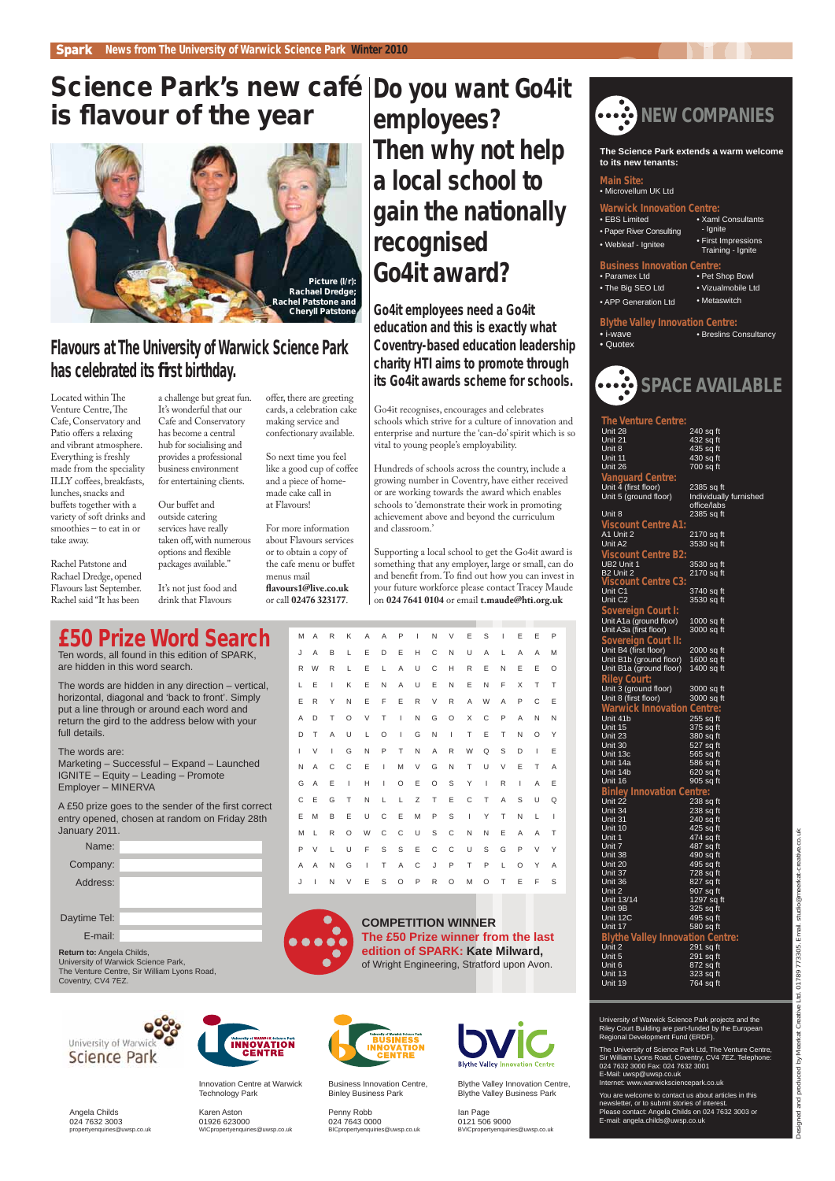# Science Park's new café is flavour of the year

Picture (l/r): Rachael Dredge; Rachel Patstone and Cheryll Patstone

## Flavours at The University of Warwick Science Park has celebrated its first birthday.

Located within The Venture Centre, The Cafe, Conservatory and Patio offers a relaxing and vibrant atmosphere. Everything is freshly made from the speciality ILLY coffees, breakfasts, lunches, snacks and buffets together with a variety of soft drinks and smoothies – to eat in or take away.

Rachel Patstone and Rachael Dredge, opened Flavours last September. Rachel said "It has been a challenge but great fun. It's wonderful that our Cafe and Conservatory has become a central hub for socialising and provides a professional business environment for entertaining clients.

Our buffet and outside catering services have really taken off, with numerous options and flexible packages available."

It's not just food and drink that Flavours offer, there are greeting cards, a celebration cake making service and confectionary available.

So next time you feel like a good cup of coffee and a piece of home-made cake call in at Flavours!

For more information about Flavours services or to obtain a copy of the cafe menu or buffet menus mail **flavours1@live.co.uk** or call **02476 323177**.

# Do you want Go4it employees? Then why not help a local school to gain the nationally recognised Go4it award?

**Go4it employees need a Go4it education and this is exactly what Coventry-based education leadership charity HTI aims to promote through its Go4it awards scheme for schools.**

Go4it recognises, encourages and celebrates schools which strive for a culture of innovation and enterprise and nurture the 'can-do' spirit which is so vital to young people's employability.

Hundreds of schools across the country, include a growing number in Coventry, have either received or are working towards the award which enables schools to 'demonstrate their work in promoting achievement above and beyond the curriculum and classroom.'

Supporting a local school to get the Go4it award is something that any employer, large or small, can do and benefit from. To find out how you can invest in your future workforce please contact Tracey Maude on **024 7641 0104** or email **t.maude@hti.org.uk**

# NEW COMPANIES

**The Science Park extends a warm welcome to its new tenants:**

**Main Site:**
- Microvellum UK Ltd

**Warwick Innovation Centre:**
- EBS Limited
- Paper River Consulting
- Webleaf - Ignitee
- Xaml Consultants - Ignite
- First Impressions Training - Ignite

**Business Innovation Centre:**
- Paramex Ltd
- The Big SEO Ltd
- APP Generation Ltd
- Pet Shop Bowl
- Vizualmobile Ltd
- Metaswitch

**Blythe Valley Innovation Centre:**
- i-wave
- Quotex
- Breslins Consultancy

# SPACE AVAILABLE

**The Venture Centre:**

| | |
|---|---|
| Unit 28 | 240 sq ft |
| Unit 21 | 432 sq ft |
| Unit 8 | 435 sq ft |
| Unit 11 | 430 sq ft |
| Unit 26 | 700 sq ft |

**Vanguard Centre:**

| | |
|---|---|
| Unit 4 (first floor) | 2385 sq ft |
| Unit 5 (ground floor) | Individually furnished office/labs |
| Unit 8 | 2385 sq ft |

**Viscount Centre A1:**

| | |
|---|---|
| A1 Unit 2 | 2170 sq ft |
| Unit A2 | 3530 sq ft |

**Viscount Centre B2:**

| | |
|---|---|
| UB2 Unit 1 | 3530 sq ft |
| B2 Unit 2 | 2170 sq ft |

**Viscount Centre C3:**

| | |
|---|---|
| Unit C1 | 3740 sq ft |
| Unit C2 | 3530 sq ft |

**Sovereign Court I:**

| | |
|---|---|
| Unit A1a (ground floor) | 1000 sq ft |
| Unit A3a (first floor) | 3000 sq ft |

**Sovereign Court II:**

| | |
|---|---|
| Unit B4 (first floor) | 2000 sq ft |
| Unit B1b (ground floor) | 1600 sq ft |
| Unit B1a (ground floor) | 1400 sq ft |

**Riley Court:**

| | |
|---|---|
| Unit 3 (ground floor) | 3000 sq ft |
| Unit 8 (first floor) | 3000 sq ft |

**Warwick Innovation Centre:**

| | |
|---|---|
| Unit 41b | 255 sq ft |
| Unit 15 | 375 sq ft |
| Unit 23 | 380 sq ft |
| Unit 30 | 527 sq ft |
| Unit 13c | 565 sq ft |
| Unit 14a | 586 sq ft |
| Unit 14b | 620 sq ft |
| Unit 16 | 905 sq ft |

**Binley Innovation Centre:**

| | |
|---|---|
| Unit 22 | 238 sq ft |
| Unit 34 | 238 sq ft |
| Unit 31 | 240 sq ft |
| Unit 10 | 425 sq ft |
| Unit 1 | 474 sq ft |
| Unit 7 | 487 sq ft |
| Unit 38 | 490 sq ft |
| Unit 20 | 495 sq ft |
| Unit 37 | 728 sq ft |
| Unit 36 | 827 sq ft |
| Unit 2 | 907 sq ft |
| Unit 13/14 | 1297 sq ft |
| Unit 9B | 325 sq ft |
| Unit 12C | 495 sq ft |
| Unit 17 | 580 sq ft |

**Blythe Valley Innovation Centre:**

| | |
|---|---|
| Unit 2 | 291 sq ft |
| Unit 5 | 291 sq ft |
| Unit 6 | 872 sq ft |
| Unit 13 | 323 sq ft |
| Unit 19 | 764 sq ft |

# £50 Prize Word Search

Ten words, all found in this edition of SPARK, are hidden in this word search.

The words are hidden in any direction – vertical, horizontal, diagonal and 'back to front'. Simply put a line through or around each word and return the gird to the address below with your full details.

The words are:
Marketing – Successful – Expand – Launched IGNITE – Equity – Leading – Promote Employer – MINERVA

A £50 prize goes to the sender of the first correct entry opened, chosen at random on Friday 28th January 2011.

| | | | | | | | | | | | | | | | | | | | |
|---|---|---|---|---|---|---|---|---|---|---|---|---|---|---|---|---|---|---|---|
| M | A | R | K | A | A | P | I | N | V | E | S | I | E | E | P |
| J | A | B | L | E | D | E | H | C | N | U | A | L | A | A | M |
| R | W | R | L | E | L | A | U | C | H | R | E | N | E | E | O |
| L | E | I | K | E | N | A | U | E | N | E | N | F | X | T | T |
| E | R | Y | N | E | F | E | R | V | R | A | W | A | P | C | E |
| A | D | T | O | V | T | I | N | G | O | X | C | P | A | N | N |
| D | T | A | U | L | O | I | G | N | I | T | E | T | N | O | Y |
| I | V | I | G | N | P | T | N | A | R | W | Q | S | D | I | E |
| N | A | C | C | E | I | M | V | G | N | T | U | V | E | T | A |
| G | A | E | I | H | I | O | E | O | S | Y | I | R | I | A | E |
| C | E | G | T | N | L | L | Z | T | E | C | T | A | S | U | Q |
| E | M | B | E | U | C | E | M | P | S | I | Y | T | N | L | I |
| M | L | R | O | W | C | C | U | S | C | N | N | E | A | A | T |
| P | V | L | U | F | S | S | E | C | C | U | S | G | P | V | Y |
| A | A | N | G | I | T | A | C | J | P | T | P | L | O | Y | A |
| J | I | N | V | E | S | O | P | R | O | M | O | T | E | F | S |

Name:

Company:

Address:

Daytime Tel:

E-mail:

**Return to:** Angela Childs, University of Warwick Science Park, The Venture Centre, Sir William Lyons Road, Coventry, CV4 7EZ.

**COMPETITION WINNER**
**The £50 Prize winner from the last edition of SPARK: Kate Milward,** of Wright Engineering, Stratford upon Avon.

University of Warwick Science Park
Angela Childs
024 7632 3003
propertyenquiries@uwsp.co.uk

Innovation Centre at Warwick Technology Park
Karen Aston
01926 623000
WICpropertyenquiries@uwsp.co.uk

Business Innovation Centre, Binley Business Park
Penny Robb
024 7643 0000
BICpropertyenquiries@uwsp.co.uk

Blythe Valley Innovation Centre, Blythe Valley Business Park
Ian Page
0121 506 9000
BVICpropertyenquiries@uwsp.co.uk

University of Warwick Science Park projects and the Riley Court Building are part-funded by the European Regional Development Fund (ERDF).

The University of Science Park Ltd, The Venture Centre, Sir William Lyons Road, Coventry, CV4 7EZ. Telephone: 024 7632 3000 Fax: 024 7632 3001
E-Mail: uwsp@uwsp.co.uk
Internet: www.warwicksciencepark.co.uk

You are welcome to contact us about articles in this newsletter, or to submit stories of interest.
Please contact: Angela Childs on 024 7632 3003 or E-mail: angela.childs@uwsp.co.uk

Designed and produced by Meerkat Creative Ltd. 01789 773305. Email: studio@meerkat-creative.co.uk